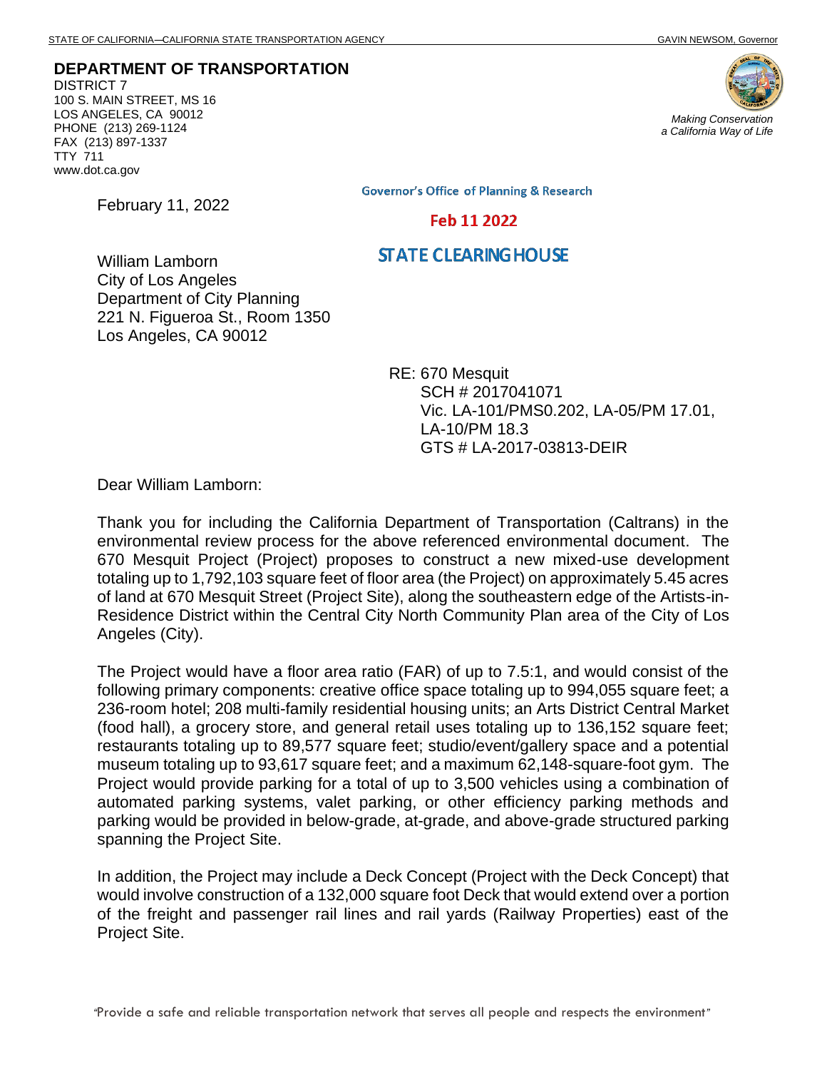STATE OF CALIFORNIA—CALIFORNIA STATE TRANSPORTATION AGENCY GAVIN NEWSOM, Governor

**DEPARTMENT OF TRANSPORTATION**
DISTRICT 7
100 S. MAIN STREET, MS 16
LOS ANGELES, CA 90012
PHONE (213) 269-1124
FAX (213) 897-1337
TTY 711
www.dot.ca.gov

*Making Conservation a California Way of Life*

Governor's Office of Planning & Research

Feb 11 2022

STATE CLEARINGHOUSE

February 11, 2022

William Lamborn
City of Los Angeles
Department of City Planning
221 N. Figueroa St., Room 1350
Los Angeles, CA 90012

RE: 670 Mesquit
SCH # 2017041071
Vic. LA-101/PMS0.202, LA-05/PM 17.01, LA-10/PM 18.3
GTS # LA-2017-03813-DEIR

Dear William Lamborn:

Thank you for including the California Department of Transportation (Caltrans) in the environmental review process for the above referenced environmental document. The 670 Mesquit Project (Project) proposes to construct a new mixed-use development totaling up to 1,792,103 square feet of floor area (the Project) on approximately 5.45 acres of land at 670 Mesquit Street (Project Site), along the southeastern edge of the Artists-in-Residence District within the Central City North Community Plan area of the City of Los Angeles (City).

The Project would have a floor area ratio (FAR) of up to 7.5:1, and would consist of the following primary components: creative office space totaling up to 994,055 square feet; a 236-room hotel; 208 multi-family residential housing units; an Arts District Central Market (food hall), a grocery store, and general retail uses totaling up to 136,152 square feet; restaurants totaling up to 89,577 square feet; studio/event/gallery space and a potential museum totaling up to 93,617 square feet; and a maximum 62,148-square-foot gym. The Project would provide parking for a total of up to 3,500 vehicles using a combination of automated parking systems, valet parking, or other efficiency parking methods and parking would be provided in below-grade, at-grade, and above-grade structured parking spanning the Project Site.

In addition, the Project may include a Deck Concept (Project with the Deck Concept) that would involve construction of a 132,000 square foot Deck that would extend over a portion of the freight and passenger rail lines and rail yards (Railway Properties) east of the Project Site.

"Provide a safe and reliable transportation network that serves all people and respects the environment"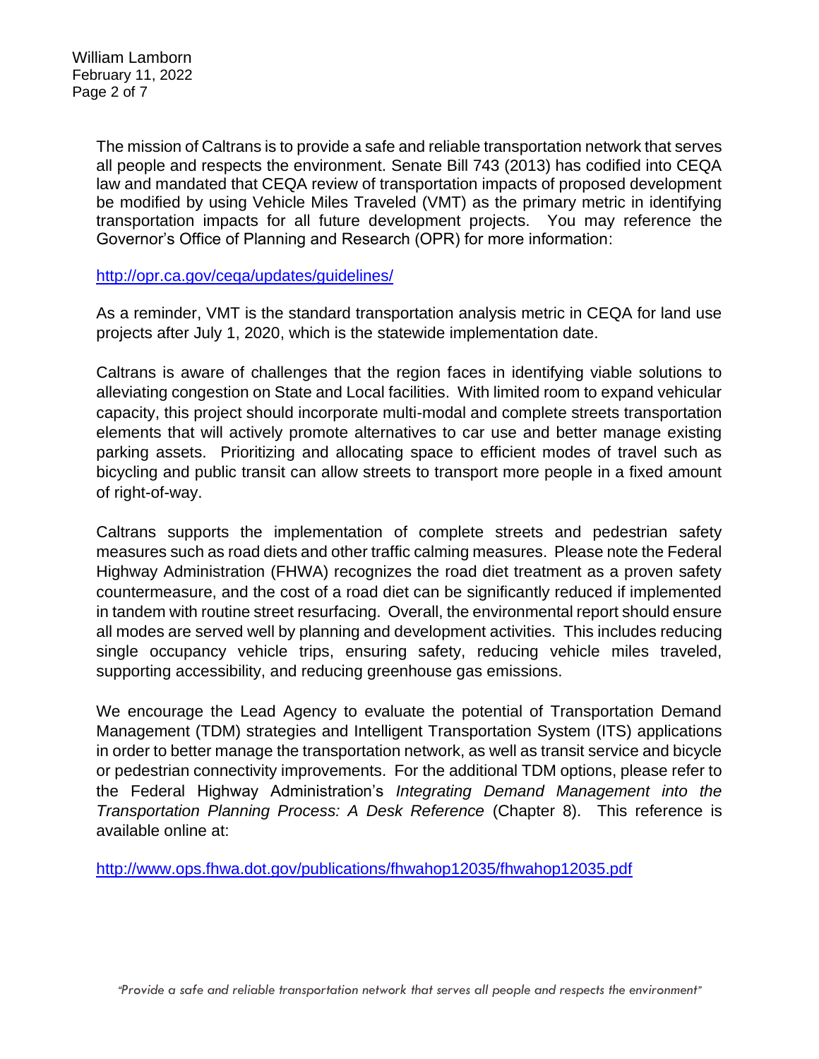The mission of Caltrans is to provide a safe and reliable transportation network that serves all people and respects the environment. Senate Bill 743 (2013) has codified into CEQA law and mandated that CEQA review of transportation impacts of proposed development be modified by using Vehicle Miles Traveled (VMT) as the primary metric in identifying transportation impacts for all future development projects. You may reference the Governor's Office of Planning and Research (OPR) for more information:

http://opr.ca.gov/ceqa/updates/guidelines/

As a reminder, VMT is the standard transportation analysis metric in CEQA for land use projects after July 1, 2020, which is the statewide implementation date.

Caltrans is aware of challenges that the region faces in identifying viable solutions to alleviating congestion on State and Local facilities. With limited room to expand vehicular capacity, this project should incorporate multi-modal and complete streets transportation elements that will actively promote alternatives to car use and better manage existing parking assets. Prioritizing and allocating space to efficient modes of travel such as bicycling and public transit can allow streets to transport more people in a fixed amount of right-of-way.

Caltrans supports the implementation of complete streets and pedestrian safety measures such as road diets and other traffic calming measures. Please note the Federal Highway Administration (FHWA) recognizes the road diet treatment as a proven safety countermeasure, and the cost of a road diet can be significantly reduced if implemented in tandem with routine street resurfacing. Overall, the environmental report should ensure all modes are served well by planning and development activities. This includes reducing single occupancy vehicle trips, ensuring safety, reducing vehicle miles traveled, supporting accessibility, and reducing greenhouse gas emissions.

We encourage the Lead Agency to evaluate the potential of Transportation Demand Management (TDM) strategies and Intelligent Transportation System (ITS) applications in order to better manage the transportation network, as well as transit service and bicycle or pedestrian connectivity improvements. For the additional TDM options, please refer to the Federal Highway Administration's *Integrating Demand Management into the Transportation Planning Process: A Desk Reference* (Chapter 8). This reference is available online at:

http://www.ops.fhwa.dot.gov/publications/fhwahop12035/fhwahop12035.pdf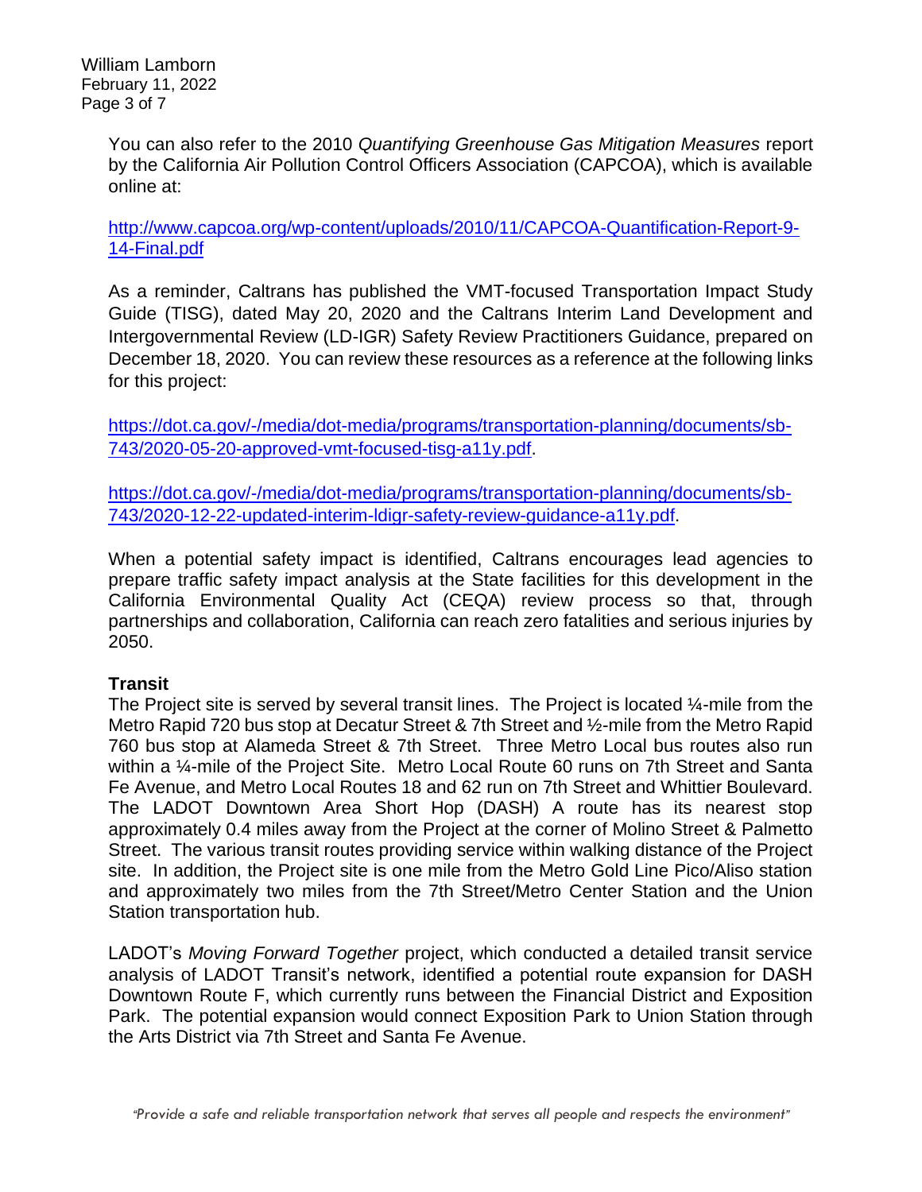You can also refer to the 2010 *Quantifying Greenhouse Gas Mitigation Measures* report by the California Air Pollution Control Officers Association (CAPCOA), which is available online at:

http://www.capcoa.org/wp-content/uploads/2010/11/CAPCOA-Quantification-Report-9-14-Final.pdf

As a reminder, Caltrans has published the VMT-focused Transportation Impact Study Guide (TISG), dated May 20, 2020 and the Caltrans Interim Land Development and Intergovernmental Review (LD-IGR) Safety Review Practitioners Guidance, prepared on December 18, 2020. You can review these resources as a reference at the following links for this project:

https://dot.ca.gov/-/media/dot-media/programs/transportation-planning/documents/sb-743/2020-05-20-approved-vmt-focused-tisg-a11y.pdf.

https://dot.ca.gov/-/media/dot-media/programs/transportation-planning/documents/sb-743/2020-12-22-updated-interim-ldigr-safety-review-guidance-a11y.pdf.

When a potential safety impact is identified, Caltrans encourages lead agencies to prepare traffic safety impact analysis at the State facilities for this development in the California Environmental Quality Act (CEQA) review process so that, through partnerships and collaboration, California can reach zero fatalities and serious injuries by 2050.

**Transit**

The Project site is served by several transit lines. The Project is located ¼-mile from the Metro Rapid 720 bus stop at Decatur Street & 7th Street and ½-mile from the Metro Rapid 760 bus stop at Alameda Street & 7th Street. Three Metro Local bus routes also run within a ¼-mile of the Project Site. Metro Local Route 60 runs on 7th Street and Santa Fe Avenue, and Metro Local Routes 18 and 62 run on 7th Street and Whittier Boulevard. The LADOT Downtown Area Short Hop (DASH) A route has its nearest stop approximately 0.4 miles away from the Project at the corner of Molino Street & Palmetto Street. The various transit routes providing service within walking distance of the Project site. In addition, the Project site is one mile from the Metro Gold Line Pico/Aliso station and approximately two miles from the 7th Street/Metro Center Station and the Union Station transportation hub.

LADOT's *Moving Forward Together* project, which conducted a detailed transit service analysis of LADOT Transit's network, identified a potential route expansion for DASH Downtown Route F, which currently runs between the Financial District and Exposition Park. The potential expansion would connect Exposition Park to Union Station through the Arts District via 7th Street and Santa Fe Avenue.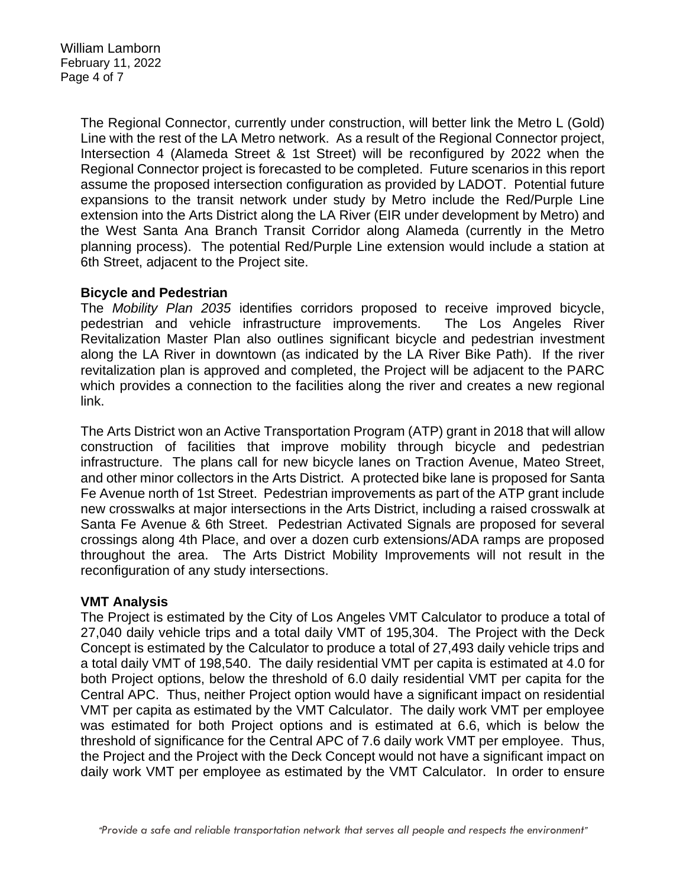The Regional Connector, currently under construction, will better link the Metro L (Gold) Line with the rest of the LA Metro network. As a result of the Regional Connector project, Intersection 4 (Alameda Street & 1st Street) will be reconfigured by 2022 when the Regional Connector project is forecasted to be completed. Future scenarios in this report assume the proposed intersection configuration as provided by LADOT. Potential future expansions to the transit network under study by Metro include the Red/Purple Line extension into the Arts District along the LA River (EIR under development by Metro) and the West Santa Ana Branch Transit Corridor along Alameda (currently in the Metro planning process). The potential Red/Purple Line extension would include a station at 6th Street, adjacent to the Project site.

**Bicycle and Pedestrian**

The *Mobility Plan 2035* identifies corridors proposed to receive improved bicycle, pedestrian and vehicle infrastructure improvements. The Los Angeles River Revitalization Master Plan also outlines significant bicycle and pedestrian investment along the LA River in downtown (as indicated by the LA River Bike Path). If the river revitalization plan is approved and completed, the Project will be adjacent to the PARC which provides a connection to the facilities along the river and creates a new regional link.

The Arts District won an Active Transportation Program (ATP) grant in 2018 that will allow construction of facilities that improve mobility through bicycle and pedestrian infrastructure. The plans call for new bicycle lanes on Traction Avenue, Mateo Street, and other minor collectors in the Arts District. A protected bike lane is proposed for Santa Fe Avenue north of 1st Street. Pedestrian improvements as part of the ATP grant include new crosswalks at major intersections in the Arts District, including a raised crosswalk at Santa Fe Avenue & 6th Street. Pedestrian Activated Signals are proposed for several crossings along 4th Place, and over a dozen curb extensions/ADA ramps are proposed throughout the area. The Arts District Mobility Improvements will not result in the reconfiguration of any study intersections.

**VMT Analysis**

The Project is estimated by the City of Los Angeles VMT Calculator to produce a total of 27,040 daily vehicle trips and a total daily VMT of 195,304. The Project with the Deck Concept is estimated by the Calculator to produce a total of 27,493 daily vehicle trips and a total daily VMT of 198,540. The daily residential VMT per capita is estimated at 4.0 for both Project options, below the threshold of 6.0 daily residential VMT per capita for the Central APC. Thus, neither Project option would have a significant impact on residential VMT per capita as estimated by the VMT Calculator. The daily work VMT per employee was estimated for both Project options and is estimated at 6.6, which is below the threshold of significance for the Central APC of 7.6 daily work VMT per employee. Thus, the Project and the Project with the Deck Concept would not have a significant impact on daily work VMT per employee as estimated by the VMT Calculator. In order to ensure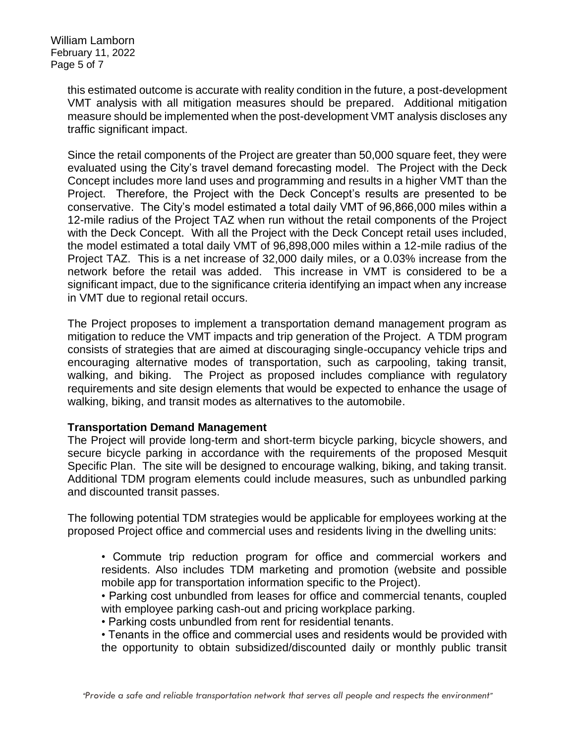this estimated outcome is accurate with reality condition in the future, a post-development VMT analysis with all mitigation measures should be prepared. Additional mitigation measure should be implemented when the post-development VMT analysis discloses any traffic significant impact.

Since the retail components of the Project are greater than 50,000 square feet, they were evaluated using the City's travel demand forecasting model. The Project with the Deck Concept includes more land uses and programming and results in a higher VMT than the Project. Therefore, the Project with the Deck Concept's results are presented to be conservative. The City's model estimated a total daily VMT of 96,866,000 miles within a 12-mile radius of the Project TAZ when run without the retail components of the Project with the Deck Concept. With all the Project with the Deck Concept retail uses included, the model estimated a total daily VMT of 96,898,000 miles within a 12-mile radius of the Project TAZ. This is a net increase of 32,000 daily miles, or a 0.03% increase from the network before the retail was added. This increase in VMT is considered to be a significant impact, due to the significance criteria identifying an impact when any increase in VMT due to regional retail occurs.

The Project proposes to implement a transportation demand management program as mitigation to reduce the VMT impacts and trip generation of the Project. A TDM program consists of strategies that are aimed at discouraging single-occupancy vehicle trips and encouraging alternative modes of transportation, such as carpooling, taking transit, walking, and biking. The Project as proposed includes compliance with regulatory requirements and site design elements that would be expected to enhance the usage of walking, biking, and transit modes as alternatives to the automobile.

**Transportation Demand Management**

The Project will provide long-term and short-term bicycle parking, bicycle showers, and secure bicycle parking in accordance with the requirements of the proposed Mesquit Specific Plan. The site will be designed to encourage walking, biking, and taking transit. Additional TDM program elements could include measures, such as unbundled parking and discounted transit passes.

The following potential TDM strategies would be applicable for employees working at the proposed Project office and commercial uses and residents living in the dwelling units:

- Commute trip reduction program for office and commercial workers and residents. Also includes TDM marketing and promotion (website and possible mobile app for transportation information specific to the Project).
- Parking cost unbundled from leases for office and commercial tenants, coupled with employee parking cash-out and pricing workplace parking.
- Parking costs unbundled from rent for residential tenants.
- Tenants in the office and commercial uses and residents would be provided with the opportunity to obtain subsidized/discounted daily or monthly public transit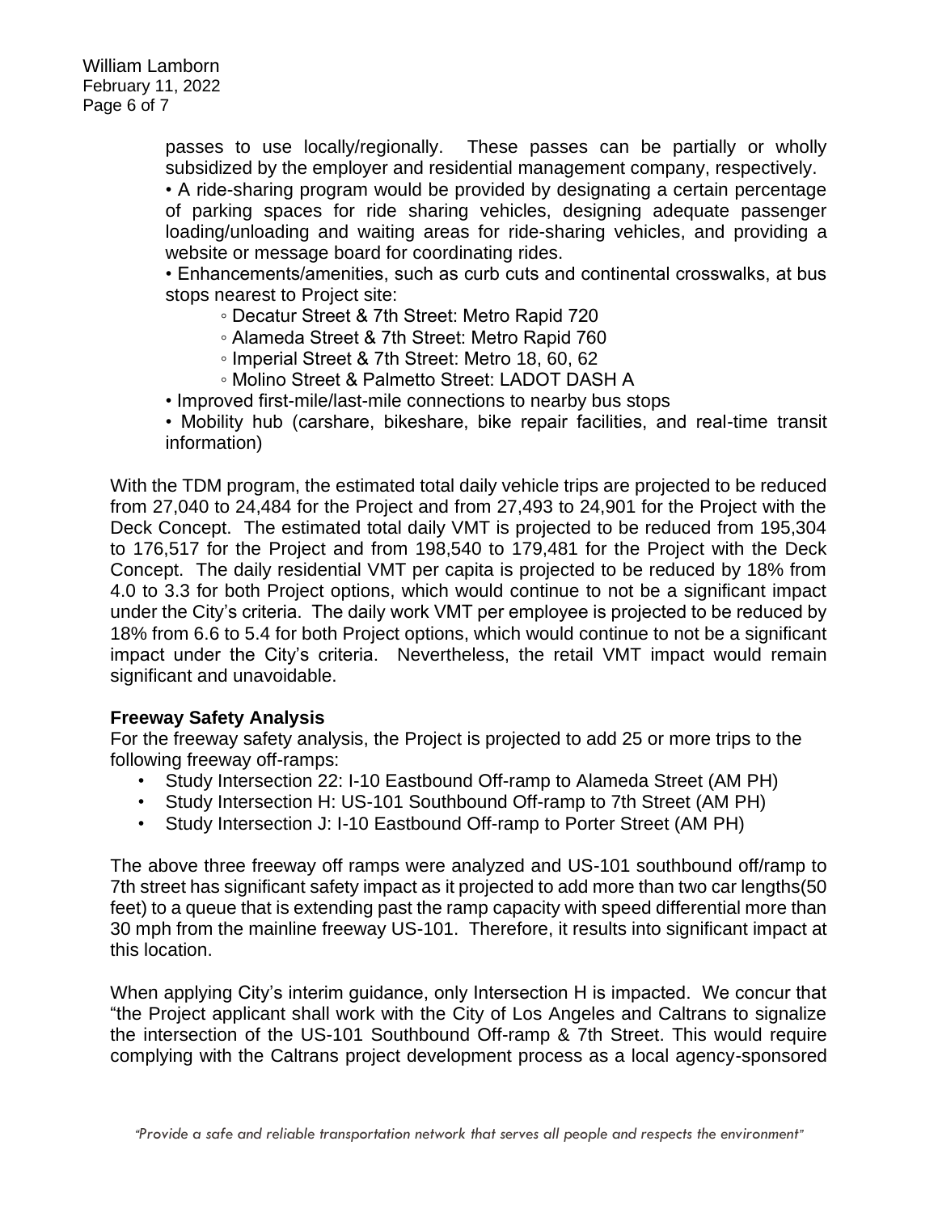passes to use locally/regionally. These passes can be partially or wholly subsidized by the employer and residential management company, respectively.

- A ride-sharing program would be provided by designating a certain percentage of parking spaces for ride sharing vehicles, designing adequate passenger loading/unloading and waiting areas for ride-sharing vehicles, and providing a website or message board for coordinating rides.
- Enhancements/amenities, such as curb cuts and continental crosswalks, at bus stops nearest to Project site:
  - Decatur Street & 7th Street: Metro Rapid 720
  - Alameda Street & 7th Street: Metro Rapid 760
  - Imperial Street & 7th Street: Metro 18, 60, 62
  - Molino Street & Palmetto Street: LADOT DASH A
- Improved first-mile/last-mile connections to nearby bus stops
- Mobility hub (carshare, bikeshare, bike repair facilities, and real-time transit information)

With the TDM program, the estimated total daily vehicle trips are projected to be reduced from 27,040 to 24,484 for the Project and from 27,493 to 24,901 for the Project with the Deck Concept. The estimated total daily VMT is projected to be reduced from 195,304 to 176,517 for the Project and from 198,540 to 179,481 for the Project with the Deck Concept. The daily residential VMT per capita is projected to be reduced by 18% from 4.0 to 3.3 for both Project options, which would continue to not be a significant impact under the City's criteria. The daily work VMT per employee is projected to be reduced by 18% from 6.6 to 5.4 for both Project options, which would continue to not be a significant impact under the City's criteria. Nevertheless, the retail VMT impact would remain significant and unavoidable.

**Freeway Safety Analysis**

For the freeway safety analysis, the Project is projected to add 25 or more trips to the following freeway off-ramps:

- Study Intersection 22: I-10 Eastbound Off-ramp to Alameda Street (AM PH)
- Study Intersection H: US-101 Southbound Off-ramp to 7th Street (AM PH)
- Study Intersection J: I-10 Eastbound Off-ramp to Porter Street (AM PH)

The above three freeway off ramps were analyzed and US-101 southbound off/ramp to 7th street has significant safety impact as it projected to add more than two car lengths(50 feet) to a queue that is extending past the ramp capacity with speed differential more than 30 mph from the mainline freeway US-101. Therefore, it results into significant impact at this location.

When applying City's interim guidance, only Intersection H is impacted. We concur that "the Project applicant shall work with the City of Los Angeles and Caltrans to signalize the intersection of the US-101 Southbound Off-ramp & 7th Street. This would require complying with the Caltrans project development process as a local agency-sponsored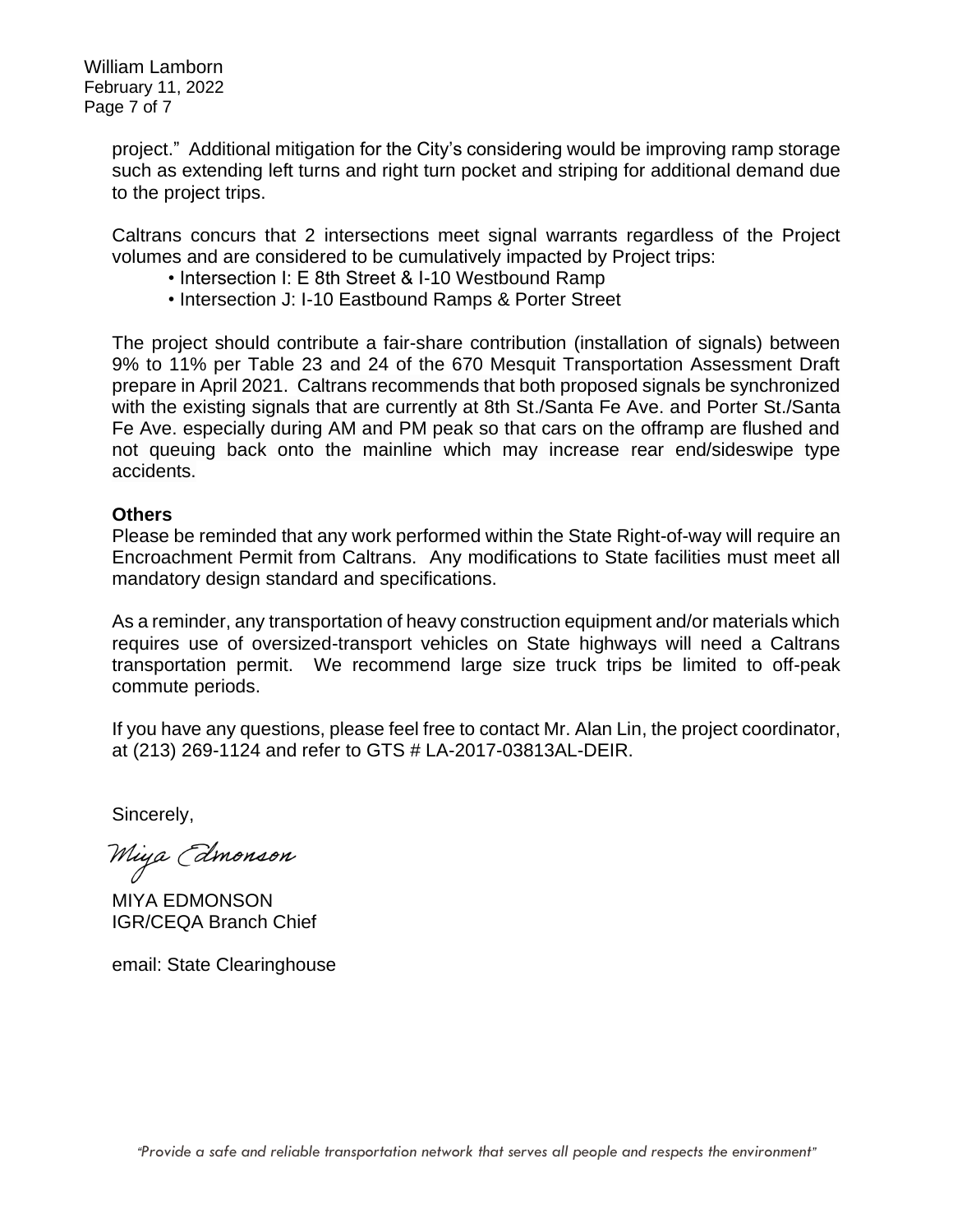project." Additional mitigation for the City's considering would be improving ramp storage such as extending left turns and right turn pocket and striping for additional demand due to the project trips.

Caltrans concurs that 2 intersections meet signal warrants regardless of the Project volumes and are considered to be cumulatively impacted by Project trips:

- Intersection I: E 8th Street & I-10 Westbound Ramp
- Intersection J: I-10 Eastbound Ramps & Porter Street

The project should contribute a fair-share contribution (installation of signals) between 9% to 11% per Table 23 and 24 of the 670 Mesquit Transportation Assessment Draft prepare in April 2021. Caltrans recommends that both proposed signals be synchronized with the existing signals that are currently at 8th St./Santa Fe Ave. and Porter St./Santa Fe Ave. especially during AM and PM peak so that cars on the offramp are flushed and not queuing back onto the mainline which may increase rear end/sideswipe type accidents.

**Others**

Please be reminded that any work performed within the State Right-of-way will require an Encroachment Permit from Caltrans. Any modifications to State facilities must meet all mandatory design standard and specifications.

As a reminder, any transportation of heavy construction equipment and/or materials which requires use of oversized-transport vehicles on State highways will need a Caltrans transportation permit. We recommend large size truck trips be limited to off-peak commute periods.

If you have any questions, please feel free to contact Mr. Alan Lin, the project coordinator, at (213) 269-1124 and refer to GTS # LA-2017-03813AL-DEIR.

Sincerely,

*Miya Edmonson*

MIYA EDMONSON
IGR/CEQA Branch Chief

email: State Clearinghouse

*"Provide a safe and reliable transportation network that serves all people and respects the environment"*